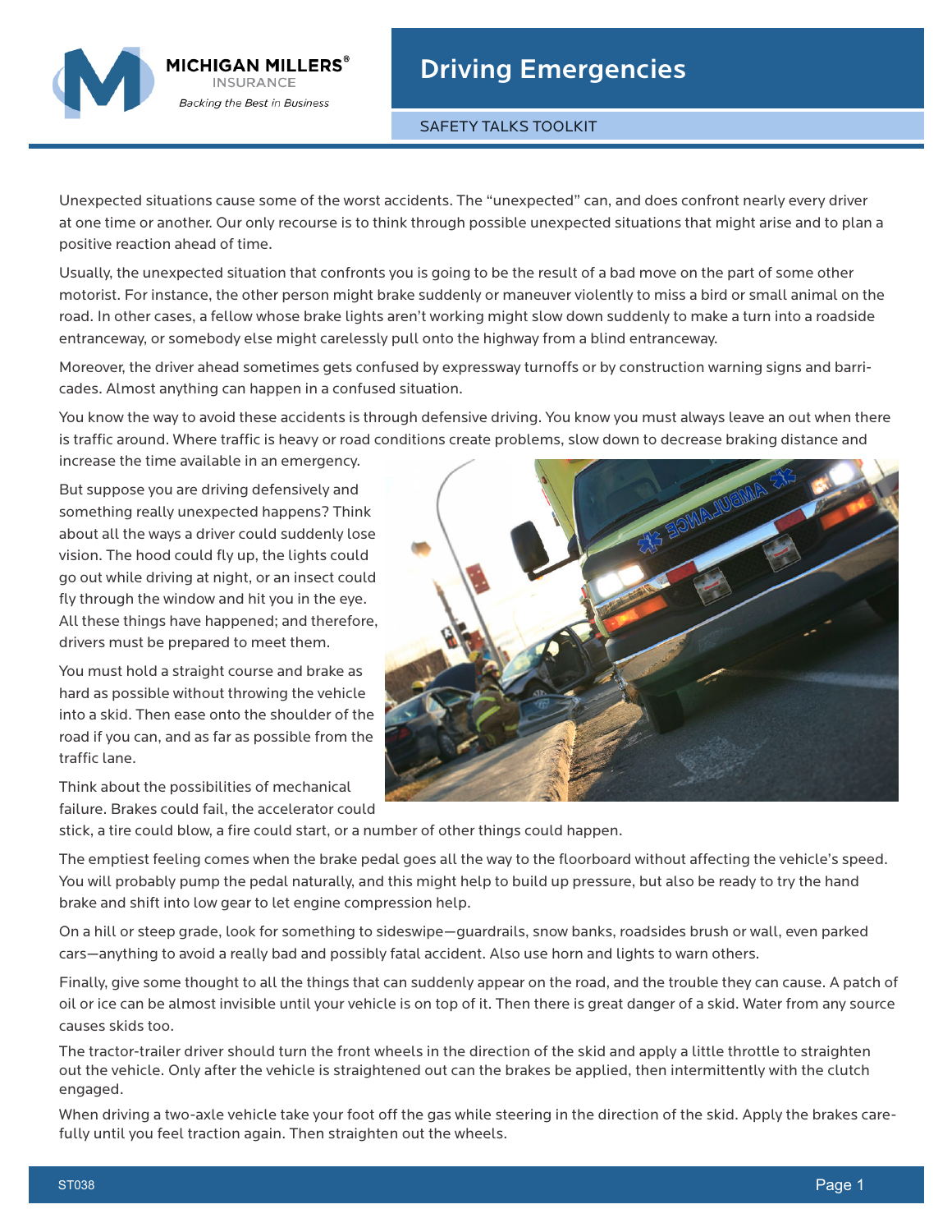# Driving Emergencies

SAFETY TALKS TOOLKIT

Unexpected situations cause some of the worst accidents. The "unexpected" can, and does confront nearly every driver at one time or another. Our only recourse is to think through possible unexpected situations that might arise and to plan a positive reaction ahead of time.

Usually, the unexpected situation that confronts you is going to be the result of a bad move on the part of some other motorist. For instance, the other person might brake suddenly or maneuver violently to miss a bird or small animal on the road. In other cases, a fellow whose brake lights aren't working might slow down suddenly to make a turn into a roadside entranceway, or somebody else might carelessly pull onto the highway from a blind entranceway.

Moreover, the driver ahead sometimes gets confused by expressway turnoffs or by construction warning signs and barricades. Almost anything can happen in a confused situation.

You know the way to avoid these accidents is through defensive driving. You know you must always leave an out when there is traffic around. Where traffic is heavy or road conditions create problems, slow down to decrease braking distance and increase the time available in an emergency.

But suppose you are driving defensively and something really unexpected happens? Think about all the ways a driver could suddenly lose vision. The hood could fly up, the lights could go out while driving at night, or an insect could fly through the window and hit you in the eye. All these things have happened; and therefore, drivers must be prepared to meet them.

You must hold a straight course and brake as hard as possible without throwing the vehicle into a skid. Then ease onto the shoulder of the road if you can, and as far as possible from the traffic lane.

Think about the possibilities of mechanical failure. Brakes could fail, the accelerator could stick, a tire could blow, a fire could start, or a number of other things could happen.

The emptiest feeling comes when the brake pedal goes all the way to the floorboard without affecting the vehicle's speed. You will probably pump the pedal naturally, and this might help to build up pressure, but also be ready to try the hand brake and shift into low gear to let engine compression help.

On a hill or steep grade, look for something to sideswipe—guardrails, snow banks, roadsides brush or wall, even parked cars—anything to avoid a really bad and possibly fatal accident. Also use horn and lights to warn others.

Finally, give some thought to all the things that can suddenly appear on the road, and the trouble they can cause. A patch of oil or ice can be almost invisible until your vehicle is on top of it. Then there is great danger of a skid. Water from any source causes skids too.

The tractor-trailer driver should turn the front wheels in the direction of the skid and apply a little throttle to straighten out the vehicle. Only after the vehicle is straightened out can the brakes be applied, then intermittently with the clutch engaged.

When driving a two-axle vehicle take your foot off the gas while steering in the direction of the skid. Apply the brakes carefully until you feel traction again. Then straighten out the wheels.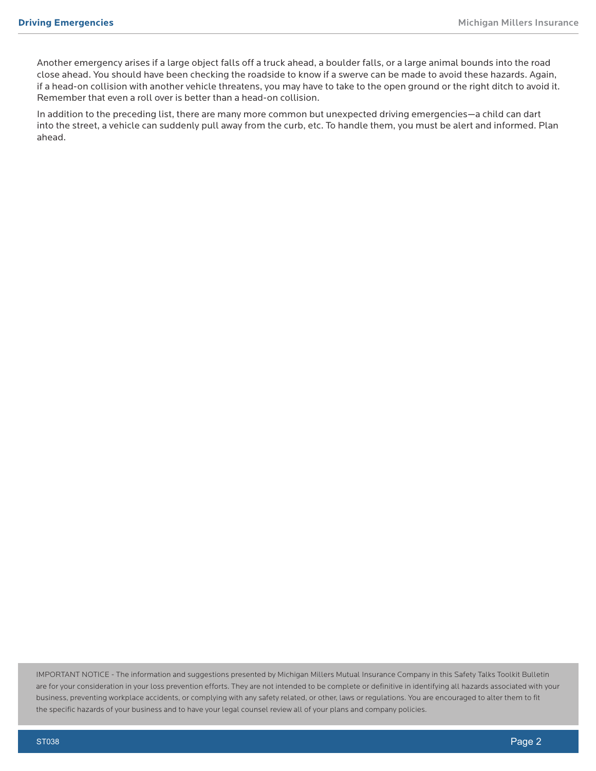Another emergency arises if a large object falls off a truck ahead, a boulder falls, or a large animal bounds into the road close ahead. You should have been checking the roadside to know if a swerve can be made to avoid these hazards. Again, if a head-on collision with another vehicle threatens, you may have to take to the open ground or the right ditch to avoid it. Remember that even a roll over is better than a head-on collision.

In addition to the preceding list, there are many more common but unexpected driving emergencies—a child can dart into the street, a vehicle can suddenly pull away from the curb, etc. To handle them, you must be alert and informed. Plan ahead.

IMPORTANT NOTICE - The information and suggestions presented by Michigan Millers Mutual Insurance Company in this Safety Talks Toolkit Bulletin are for your consideration in your loss prevention efforts. They are not intended to be complete or definitive in identifying all hazards associated with your business, preventing workplace accidents, or complying with any safety related, or other, laws or regulations. You are encouraged to alter them to fit the specific hazards of your business and to have your legal counsel review all of your plans and company policies.

ST038